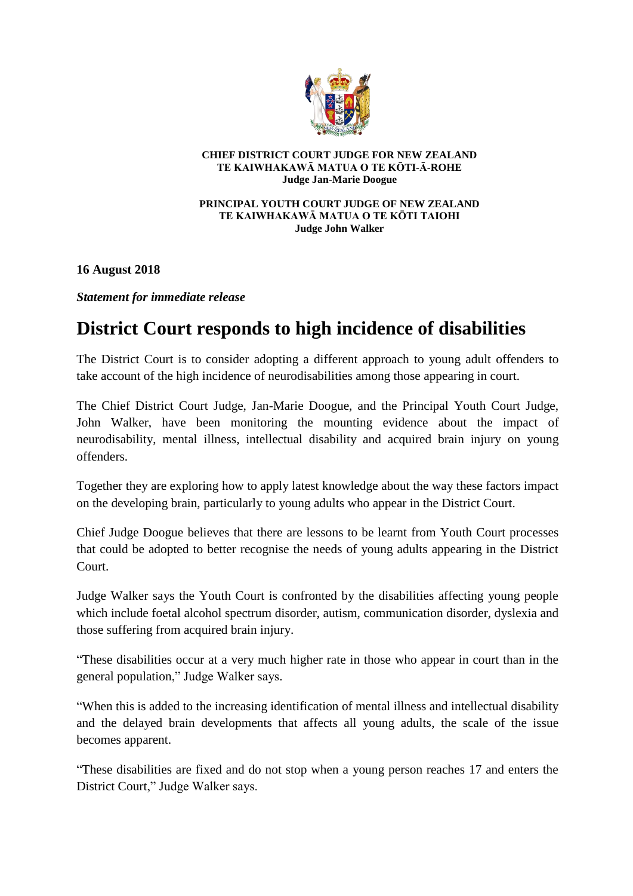**CHIEF DISTRICT COURT JUDGE FOR NEW ZEALAND**
**TE KAIWHAKAWĀ MATUA O TE KŌTI-Ā-ROHE**
**Judge Jan-Marie Doogue**

**PRINCIPAL YOUTH COURT JUDGE OF NEW ZEALAND**
**TE KAIWHAKAWĀ MATUA O TE KŌTI TAIOHI**
**Judge John Walker**

**16 August 2018**

***Statement for immediate release***

# District Court responds to high incidence of disabilities

The District Court is to consider adopting a different approach to young adult offenders to take account of the high incidence of neurodisabilities among those appearing in court.

The Chief District Court Judge, Jan-Marie Doogue, and the Principal Youth Court Judge, John Walker, have been monitoring the mounting evidence about the impact of neurodisability, mental illness, intellectual disability and acquired brain injury on young offenders.

Together they are exploring how to apply latest knowledge about the way these factors impact on the developing brain, particularly to young adults who appear in the District Court.

Chief Judge Doogue believes that there are lessons to be learnt from Youth Court processes that could be adopted to better recognise the needs of young adults appearing in the District Court.

Judge Walker says the Youth Court is confronted by the disabilities affecting young people which include foetal alcohol spectrum disorder, autism, communication disorder, dyslexia and those suffering from acquired brain injury.

"These disabilities occur at a very much higher rate in those who appear in court than in the general population," Judge Walker says.

"When this is added to the increasing identification of mental illness and intellectual disability and the delayed brain developments that affects all young adults, the scale of the issue becomes apparent.

"These disabilities are fixed and do not stop when a young person reaches 17 and enters the District Court," Judge Walker says.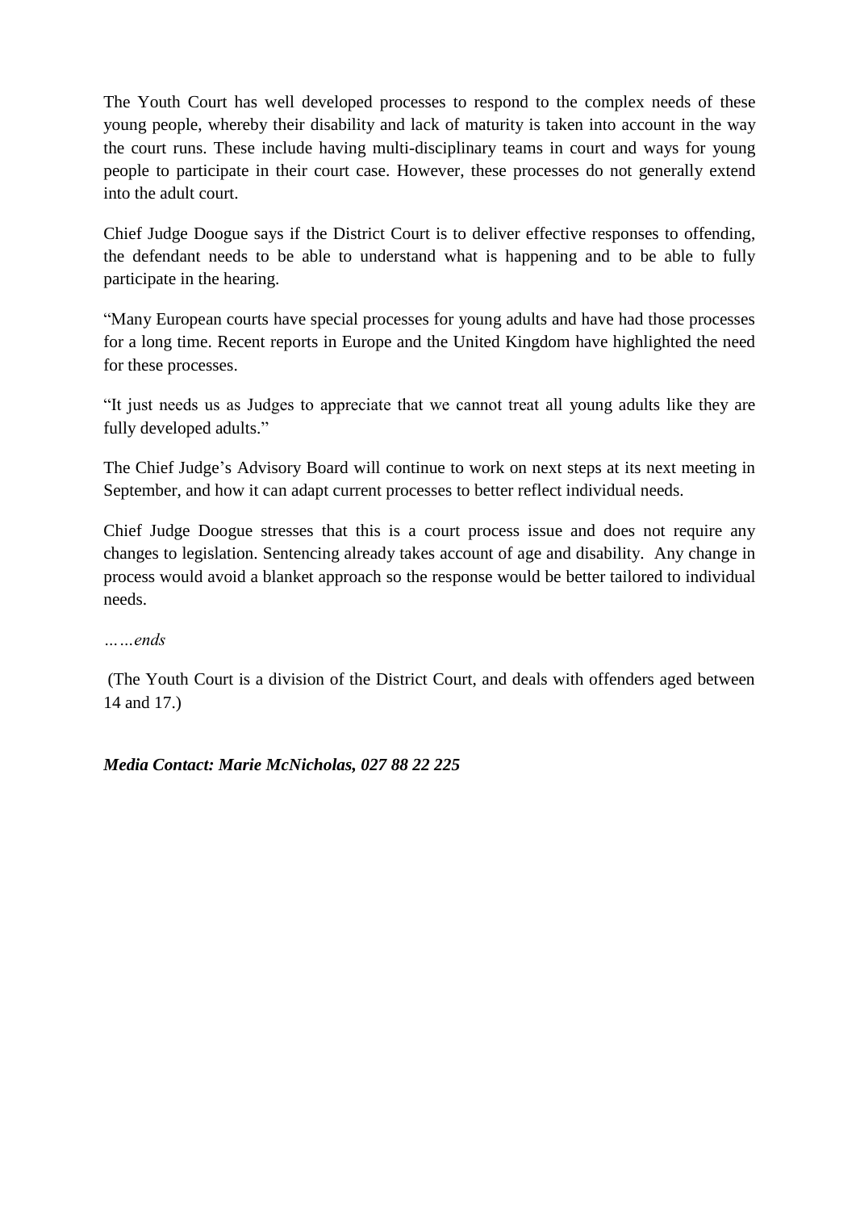The Youth Court has well developed processes to respond to the complex needs of these young people, whereby their disability and lack of maturity is taken into account in the way the court runs. These include having multi-disciplinary teams in court and ways for young people to participate in their court case. However, these processes do not generally extend into the adult court.

Chief Judge Doogue says if the District Court is to deliver effective responses to offending, the defendant needs to be able to understand what is happening and to be able to fully participate in the hearing.

"Many European courts have special processes for young adults and have had those processes for a long time. Recent reports in Europe and the United Kingdom have highlighted the need for these processes.

"It just needs us as Judges to appreciate that we cannot treat all young adults like they are fully developed adults."

The Chief Judge's Advisory Board will continue to work on next steps at its next meeting in September, and how it can adapt current processes to better reflect individual needs.

Chief Judge Doogue stresses that this is a court process issue and does not require any changes to legislation. Sentencing already takes account of age and disability. Any change in process would avoid a blanket approach so the response would be better tailored to individual needs.

*……ends*

(The Youth Court is a division of the District Court, and deals with offenders aged between 14 and 17.)

***Media Contact: Marie McNicholas, 027 88 22 225***